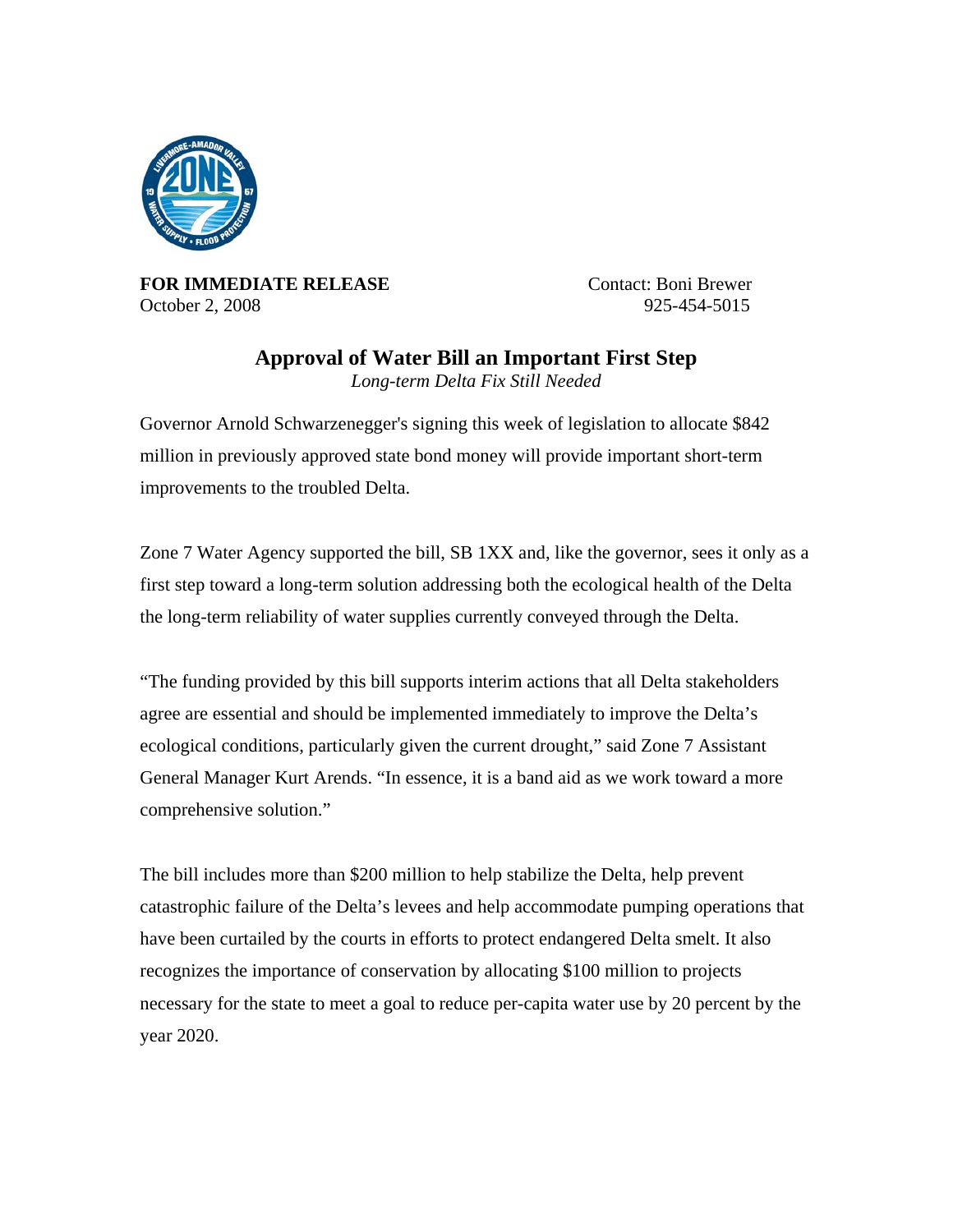**FOR IMMEDIATE RELEASE**
October 2, 2008

Contact: Boni Brewer
925-454-5015

## Approval of Water Bill an Important First Step

*Long-term Delta Fix Still Needed*

Governor Arnold Schwarzenegger's signing this week of legislation to allocate $842 million in previously approved state bond money will provide important short-term improvements to the troubled Delta.

Zone 7 Water Agency supported the bill, SB 1XX and, like the governor, sees it only as a first step toward a long-term solution addressing both the ecological health of the Delta the long-term reliability of water supplies currently conveyed through the Delta.

"The funding provided by this bill supports interim actions that all Delta stakeholders agree are essential and should be implemented immediately to improve the Delta's ecological conditions, particularly given the current drought," said Zone 7 Assistant General Manager Kurt Arends. "In essence, it is a band aid as we work toward a more comprehensive solution."

The bill includes more than $200 million to help stabilize the Delta, help prevent catastrophic failure of the Delta's levees and help accommodate pumping operations that have been curtailed by the courts in efforts to protect endangered Delta smelt. It also recognizes the importance of conservation by allocating $100 million to projects necessary for the state to meet a goal to reduce per-capita water use by 20 percent by the year 2020.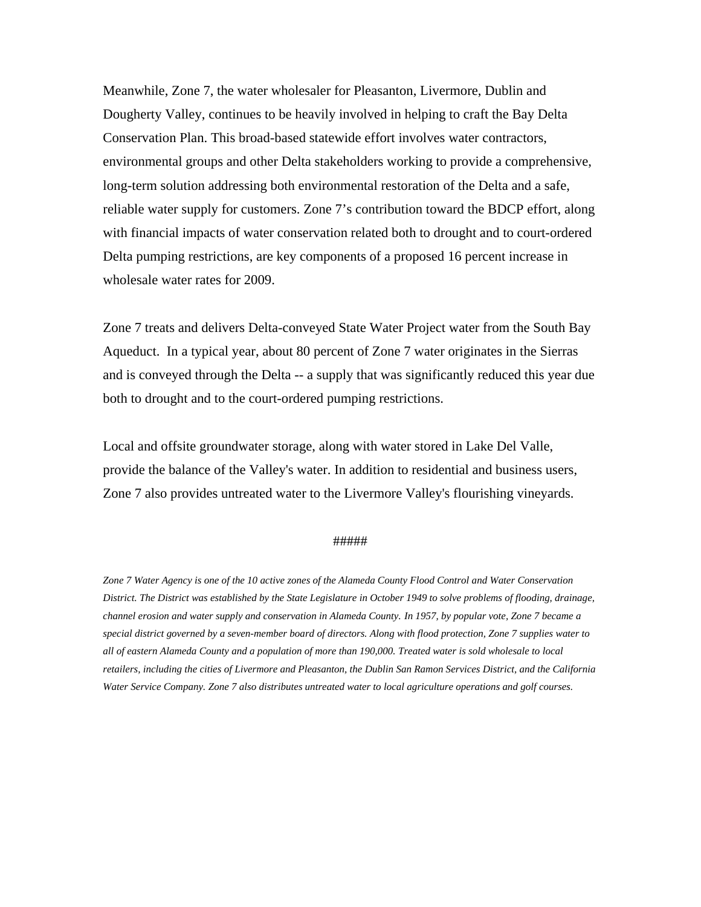Meanwhile, Zone 7, the water wholesaler for Pleasanton, Livermore, Dublin and Dougherty Valley, continues to be heavily involved in helping to craft the Bay Delta Conservation Plan. This broad-based statewide effort involves water contractors, environmental groups and other Delta stakeholders working to provide a comprehensive, long-term solution addressing both environmental restoration of the Delta and a safe, reliable water supply for customers. Zone 7's contribution toward the BDCP effort, along with financial impacts of water conservation related both to drought and to court-ordered Delta pumping restrictions, are key components of a proposed 16 percent increase in wholesale water rates for 2009.

Zone 7 treats and delivers Delta-conveyed State Water Project water from the South Bay Aqueduct. In a typical year, about 80 percent of Zone 7 water originates in the Sierras and is conveyed through the Delta -- a supply that was significantly reduced this year due both to drought and to the court-ordered pumping restrictions.

Local and offsite groundwater storage, along with water stored in Lake Del Valle, provide the balance of the Valley's water. In addition to residential and business users, Zone 7 also provides untreated water to the Livermore Valley's flourishing vineyards.

#####

*Zone 7 Water Agency is one of the 10 active zones of the Alameda County Flood Control and Water Conservation District. The District was established by the State Legislature in October 1949 to solve problems of flooding, drainage, channel erosion and water supply and conservation in Alameda County. In 1957, by popular vote, Zone 7 became a special district governed by a seven-member board of directors. Along with flood protection, Zone 7 supplies water to all of eastern Alameda County and a population of more than 190,000. Treated water is sold wholesale to local retailers, including the cities of Livermore and Pleasanton, the Dublin San Ramon Services District, and the California Water Service Company. Zone 7 also distributes untreated water to local agriculture operations and golf courses.*